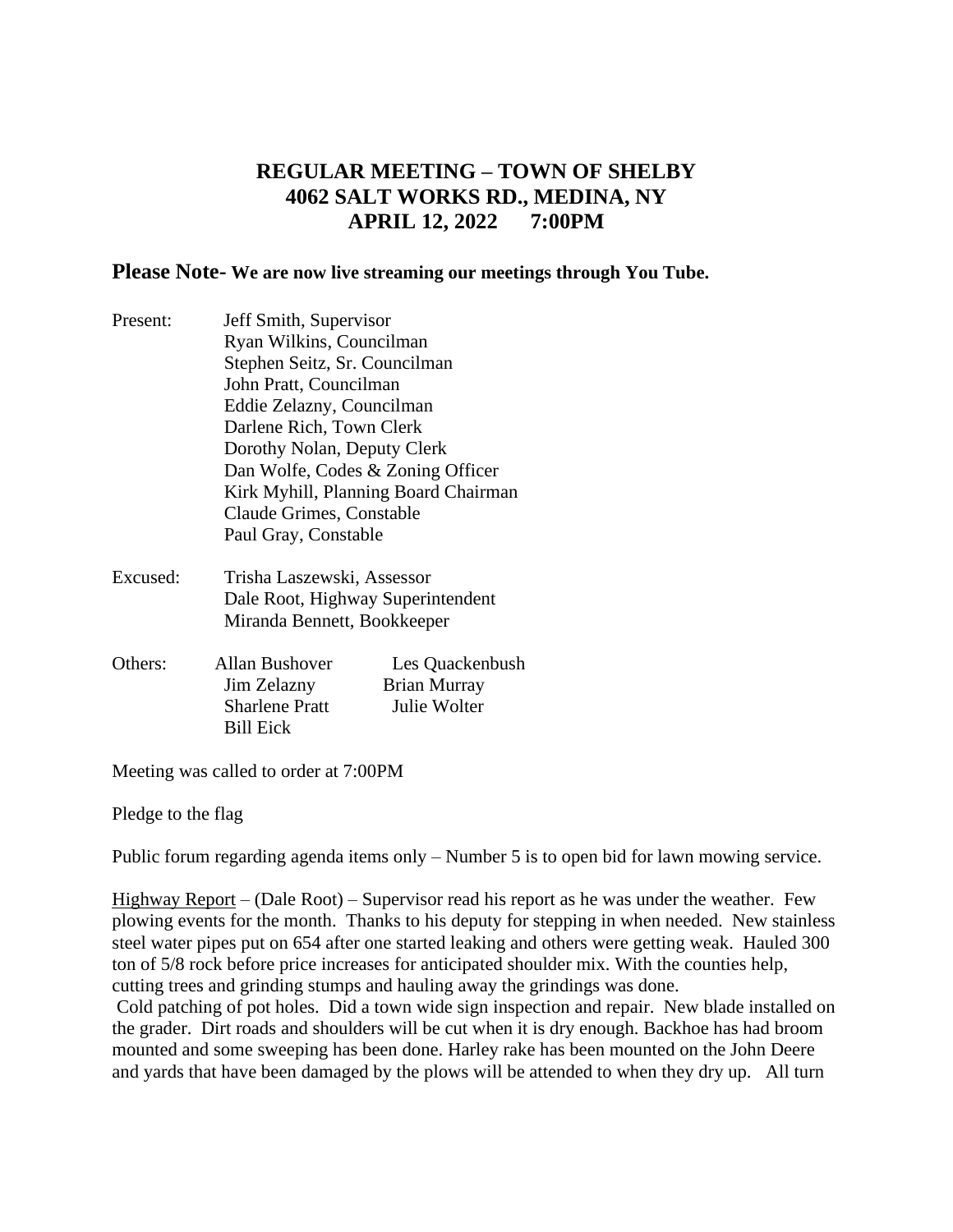# REGULAR MEETING – TOWN OF SHELBY
# 4062 SALT WORKS RD., MEDINA, NY
# APRIL 12, 2022 7:00PM

**Please Note- We are now live streaming our meetings through You Tube.**

Present:
Jeff Smith, Supervisor
Ryan Wilkins, Councilman
Stephen Seitz, Sr. Councilman
John Pratt, Councilman
Eddie Zelazny, Councilman
Darlene Rich, Town Clerk
Dorothy Nolan, Deputy Clerk
Dan Wolfe, Codes & Zoning Officer
Kirk Myhill, Planning Board Chairman
Claude Grimes, Constable
Paul Gray, Constable

Excused:
Trisha Laszewski, Assessor
Dale Root, Highway Superintendent
Miranda Bennett, Bookkeeper

Others:
Allan Bushover
Les Quackenbush
Jim Zelazny
Brian Murray
Sharlene Pratt
Julie Wolter
Bill Eick

Meeting was called to order at 7:00PM

Pledge to the flag

Public forum regarding agenda items only – Number 5 is to open bid for lawn mowing service.

Highway Report – (Dale Root) – Supervisor read his report as he was under the weather. Few plowing events for the month. Thanks to his deputy for stepping in when needed. New stainless steel water pipes put on 654 after one started leaking and others were getting weak. Hauled 300 ton of 5/8 rock before price increases for anticipated shoulder mix. With the counties help, cutting trees and grinding stumps and hauling away the grindings was done.

Cold patching of pot holes. Did a town wide sign inspection and repair. New blade installed on the grader. Dirt roads and shoulders will be cut when it is dry enough. Backhoe has had broom mounted and some sweeping has been done. Harley rake has been mounted on the John Deere and yards that have been damaged by the plows will be attended to when they dry up. All turn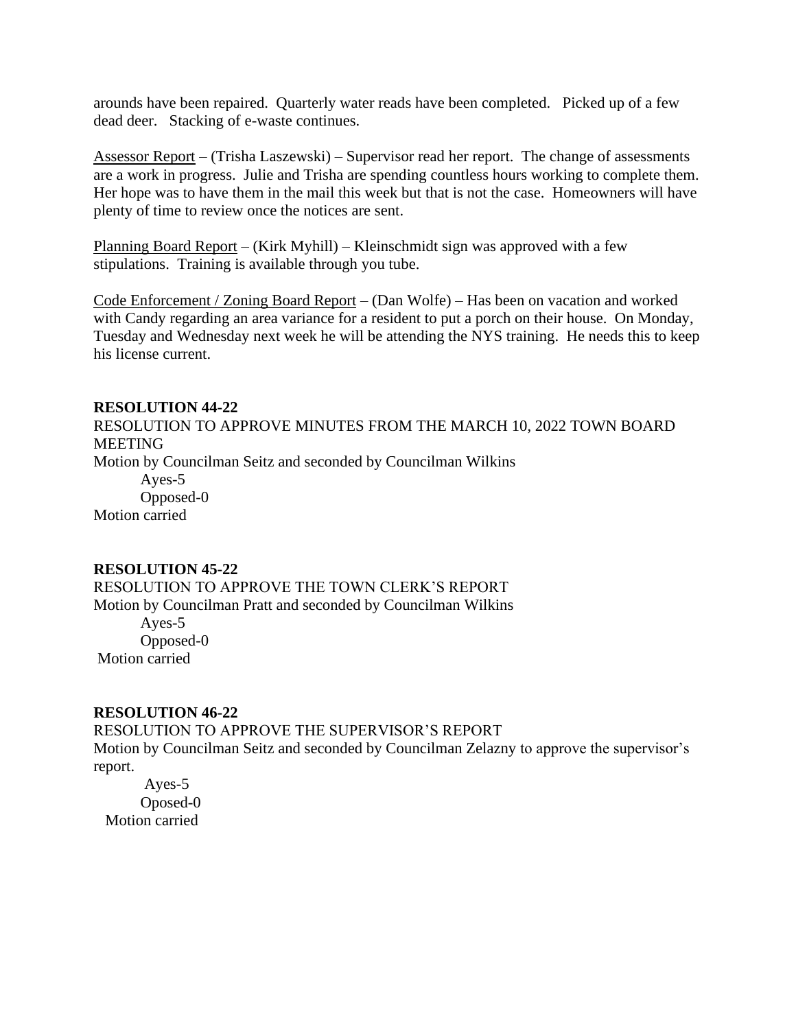arounds have been repaired. Quarterly water reads have been completed. Picked up of a few dead deer. Stacking of e-waste continues.

Assessor Report – (Trisha Laszewski) – Supervisor read her report. The change of assessments are a work in progress. Julie and Trisha are spending countless hours working to complete them. Her hope was to have them in the mail this week but that is not the case. Homeowners will have plenty of time to review once the notices are sent.

Planning Board Report – (Kirk Myhill) – Kleinschmidt sign was approved with a few stipulations. Training is available through you tube.

Code Enforcement / Zoning Board Report – (Dan Wolfe) – Has been on vacation and worked with Candy regarding an area variance for a resident to put a porch on their house. On Monday, Tuesday and Wednesday next week he will be attending the NYS training. He needs this to keep his license current.

**RESOLUTION 44-22**

RESOLUTION TO APPROVE MINUTES FROM THE MARCH 10, 2022 TOWN BOARD MEETING

Motion by Councilman Seitz and seconded by Councilman Wilkins

Ayes-5

Opposed-0

Motion carried

**RESOLUTION 45-22**

RESOLUTION TO APPROVE THE TOWN CLERK'S REPORT

Motion by Councilman Pratt and seconded by Councilman Wilkins

Ayes-5

Opposed-0

Motion carried

**RESOLUTION 46-22**

RESOLUTION TO APPROVE THE SUPERVISOR'S REPORT

Motion by Councilman Seitz and seconded by Councilman Zelazny to approve the supervisor's report.

Ayes-5

Oposed-0

Motion carried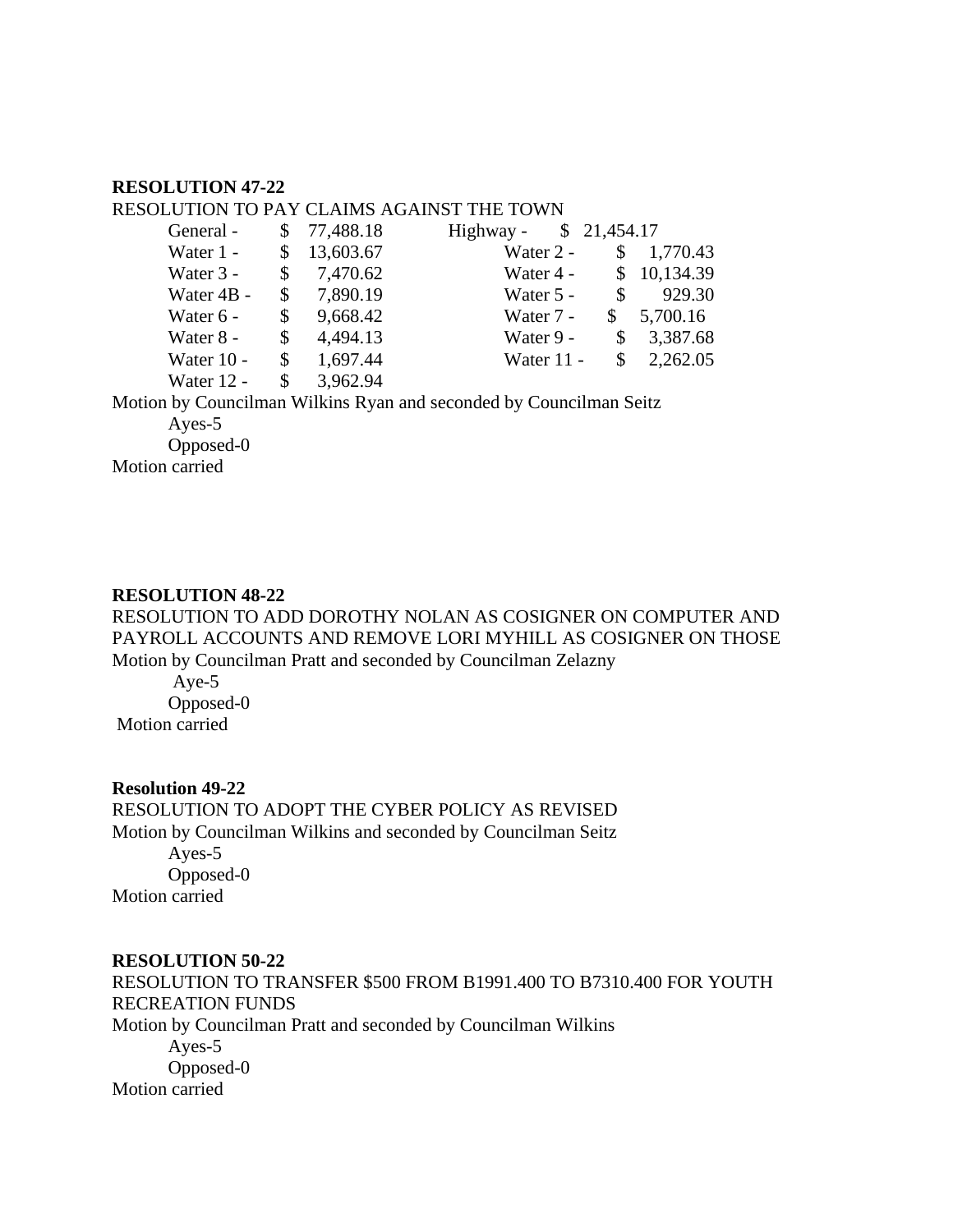**RESOLUTION 47-22**

RESOLUTION TO PAY CLAIMS AGAINST THE TOWN

| | | | |
|---|---|---|---|
| General - | $ 77,488.18 | Highway - | $ 21,454.17 |
| Water 1 - | $ 13,603.67 | Water 2 - | $ 1,770.43 |
| Water 3 - | $ 7,470.62 | Water 4 - | $ 10,134.39 |
| Water 4B - | $ 7,890.19 | Water 5 - | $ 929.30 |
| Water 6 - | $ 9,668.42 | Water 7 - | $ 5,700.16 |
| Water 8 - | $ 4,494.13 | Water 9 - | $ 3,387.68 |
| Water 10 - | $ 1,697.44 | Water 11 - | $ 2,262.05 |
| Water 12 - | $ 3,962.94 | | |

Motion by Councilman Wilkins Ryan and seconded by Councilman Seitz

Ayes-5

Opposed-0

Motion carried

**RESOLUTION 48-22**

RESOLUTION TO ADD DOROTHY NOLAN AS COSIGNER ON COMPUTER AND PAYROLL ACCOUNTS AND REMOVE LORI MYHILL AS COSIGNER ON THOSE

Motion by Councilman Pratt and seconded by Councilman Zelazny

Aye-5

Opposed-0

Motion carried

**Resolution 49-22**

RESOLUTION TO ADOPT THE CYBER POLICY AS REVISED

Motion by Councilman Wilkins and seconded by Councilman Seitz

Ayes-5

Opposed-0

Motion carried

**RESOLUTION 50-22**

RESOLUTION TO TRANSFER $500 FROM B1991.400 TO B7310.400 FOR YOUTH RECREATION FUNDS

Motion by Councilman Pratt and seconded by Councilman Wilkins

Ayes-5

Opposed-0

Motion carried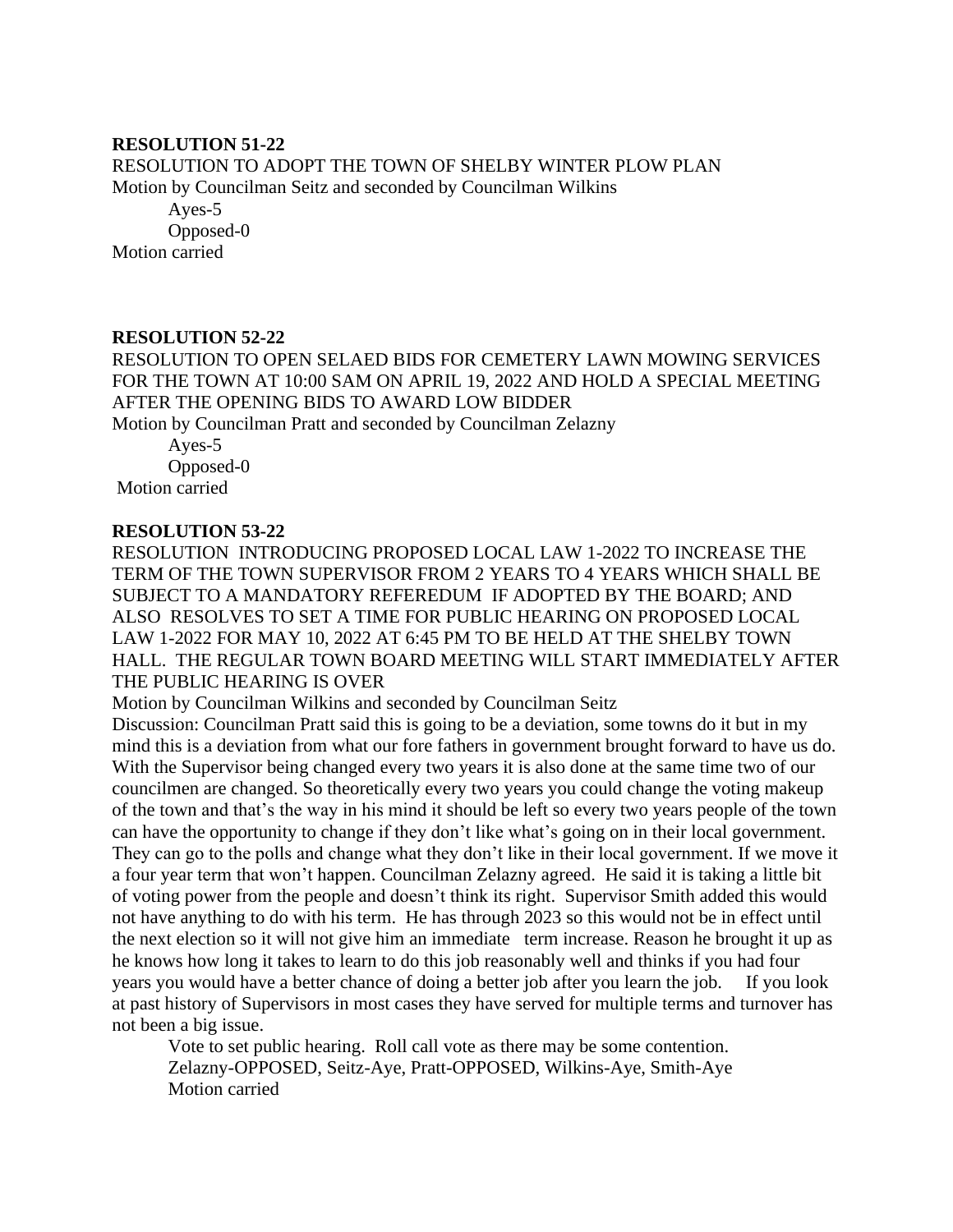**RESOLUTION 51-22**

RESOLUTION TO ADOPT THE TOWN OF SHELBY WINTER PLOW PLAN
Motion by Councilman Seitz and seconded by Councilman Wilkins

Ayes-5
Opposed-0

Motion carried

**RESOLUTION 52-22**

RESOLUTION TO OPEN SELAED BIDS FOR CEMETERY LAWN MOWING SERVICES FOR THE TOWN AT 10:00 SAM ON APRIL 19, 2022 AND HOLD A SPECIAL MEETING AFTER THE OPENING BIDS TO AWARD LOW BIDDER
Motion by Councilman Pratt and seconded by Councilman Zelazny

Ayes-5
Opposed-0

Motion carried

**RESOLUTION 53-22**

RESOLUTION INTRODUCING PROPOSED LOCAL LAW 1-2022 TO INCREASE THE TERM OF THE TOWN SUPERVISOR FROM 2 YEARS TO 4 YEARS WHICH SHALL BE SUBJECT TO A MANDATORY REFEREDUM IF ADOPTED BY THE BOARD; AND ALSO RESOLVES TO SET A TIME FOR PUBLIC HEARING ON PROPOSED LOCAL LAW 1-2022 FOR MAY 10, 2022 AT 6:45 PM TO BE HELD AT THE SHELBY TOWN HALL. THE REGULAR TOWN BOARD MEETING WILL START IMMEDIATELY AFTER THE PUBLIC HEARING IS OVER

Motion by Councilman Wilkins and seconded by Councilman Seitz

Discussion: Councilman Pratt said this is going to be a deviation, some towns do it but in my mind this is a deviation from what our fore fathers in government brought forward to have us do. With the Supervisor being changed every two years it is also done at the same time two of our councilmen are changed. So theoretically every two years you could change the voting makeup of the town and that's the way in his mind it should be left so every two years people of the town can have the opportunity to change if they don't like what's going on in their local government. They can go to the polls and change what they don't like in their local government. If we move it a four year term that won't happen. Councilman Zelazny agreed. He said it is taking a little bit of voting power from the people and doesn't think its right. Supervisor Smith added this would not have anything to do with his term. He has through 2023 so this would not be in effect until the next election so it will not give him an immediate term increase. Reason he brought it up as he knows how long it takes to learn to do this job reasonably well and thinks if you had four years you would have a better chance of doing a better job after you learn the job. If you look at past history of Supervisors in most cases they have served for multiple terms and turnover has not been a big issue.

Vote to set public hearing. Roll call vote as there may be some contention.
Zelazny-OPPOSED, Seitz-Aye, Pratt-OPPOSED, Wilkins-Aye, Smith-Aye
Motion carried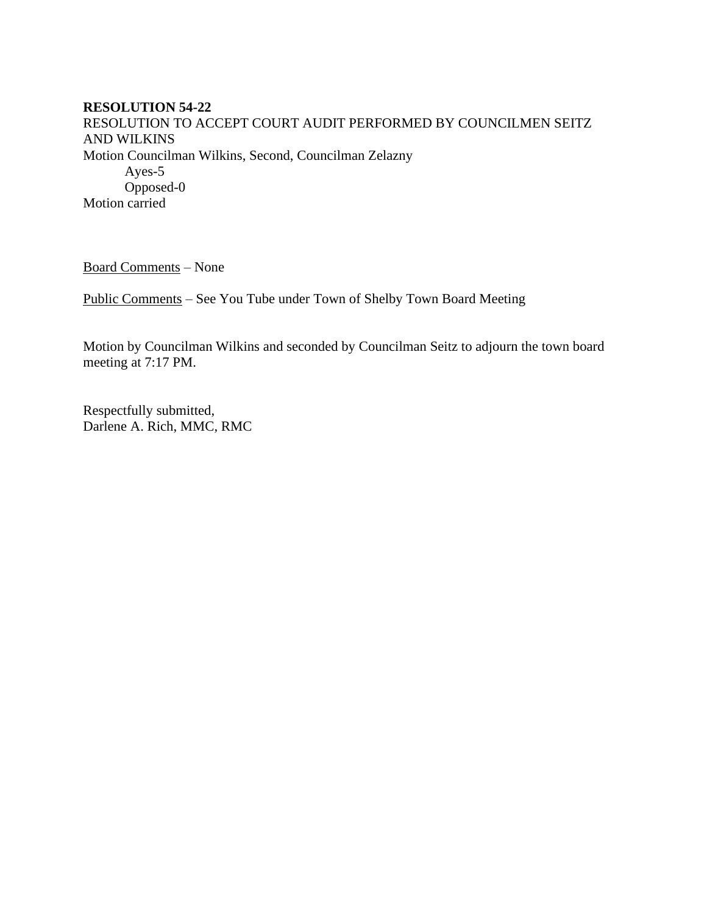**RESOLUTION 54-22**

RESOLUTION TO ACCEPT COURT AUDIT PERFORMED BY COUNCILMEN SEITZ AND WILKINS

Motion Councilman Wilkins, Second, Councilman Zelazny

Ayes-5

Opposed-0

Motion carried

Board Comments – None

Public Comments – See You Tube under Town of Shelby Town Board Meeting

Motion by Councilman Wilkins and seconded by Councilman Seitz to adjourn the town board meeting at 7:17 PM.

Respectfully submitted,
Darlene A. Rich, MMC, RMC